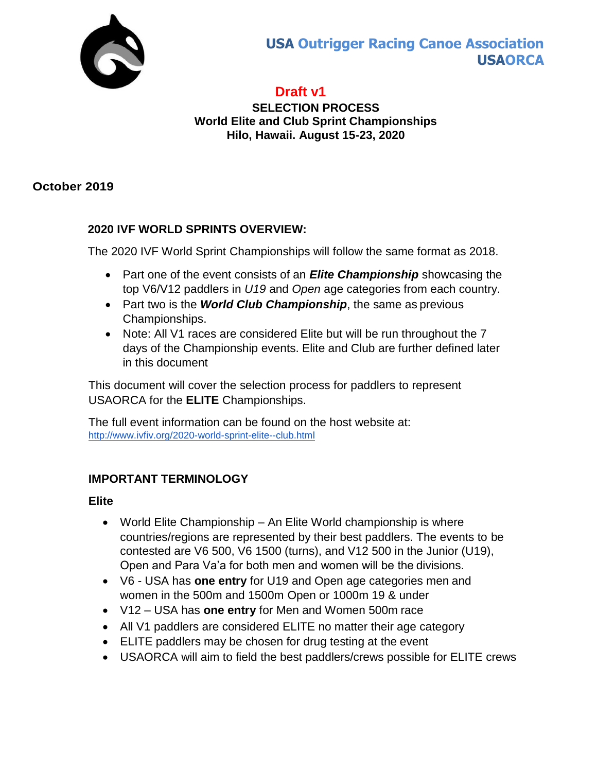# USA Outrigger Racing Canoe Association
# USAORCA

**Draft v1**

**SELECTION PROCESS**
**World Elite and Club Sprint Championships**
**Hilo, Hawaii. August 15-23, 2020**

**October 2019**

## 2020 IVF WORLD SPRINTS OVERVIEW:

The 2020 IVF World Sprint Championships will follow the same format as 2018.

- Part one of the event consists of an ***Elite Championship*** showcasing the top V6/V12 paddlers in *U19* and *Open* age categories from each country.
- Part two is the ***World Club Championship***, the same as previous Championships.
- Note: All V1 races are considered Elite but will be run throughout the 7 days of the Championship events. Elite and Club are further defined later in this document

This document will cover the selection process for paddlers to represent USAORCA for the **ELITE** Championships.

The full event information can be found on the host website at:
http://www.ivfiv.org/2020-world-sprint-elite--club.html

## IMPORTANT TERMINOLOGY

### Elite

- World Elite Championship – An Elite World championship is where countries/regions are represented by their best paddlers. The events to be contested are V6 500, V6 1500 (turns), and V12 500 in the Junior (U19), Open and Para Va'a for both men and women will be the divisions.
- V6 - USA has **one entry** for U19 and Open age categories men and women in the 500m and 1500m Open or 1000m 19 & under
- V12 – USA has **one entry** for Men and Women 500m race
- All V1 paddlers are considered ELITE no matter their age category
- ELITE paddlers may be chosen for drug testing at the event
- USAORCA will aim to field the best paddlers/crews possible for ELITE crews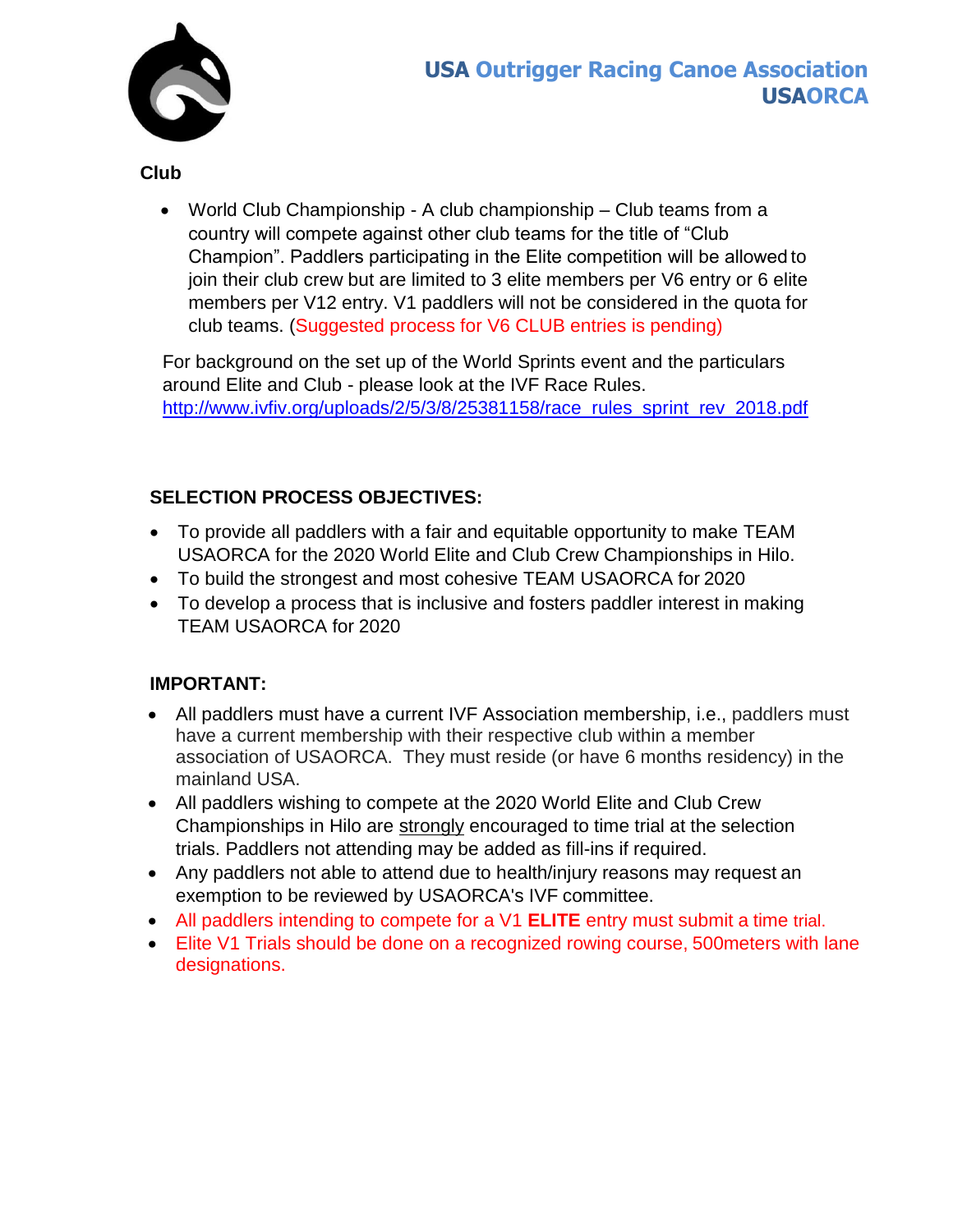**Club**

- World Club Championship - A club championship – Club teams from a country will compete against other club teams for the title of "Club Champion". Paddlers participating in the Elite competition will be allowed to join their club crew but are limited to 3 elite members per V6 entry or 6 elite members per V12 entry. V1 paddlers will not be considered in the quota for club teams. (Suggested process for V6 CLUB entries is pending)

For background on the set up of the World Sprints event and the particulars around Elite and Club - please look at the IVF Race Rules. http://www.ivfiv.org/uploads/2/5/3/8/25381158/race_rules_sprint_rev_2018.pdf

**SELECTION PROCESS OBJECTIVES:**

- To provide all paddlers with a fair and equitable opportunity to make TEAM USAORCA for the 2020 World Elite and Club Crew Championships in Hilo.
- To build the strongest and most cohesive TEAM USAORCA for 2020
- To develop a process that is inclusive and fosters paddler interest in making TEAM USAORCA for 2020

**IMPORTANT:**

- All paddlers must have a current IVF Association membership, i.e., paddlers must have a current membership with their respective club within a member association of USAORCA. They must reside (or have 6 months residency) in the mainland USA.
- All paddlers wishing to compete at the 2020 World Elite and Club Crew Championships in Hilo are strongly encouraged to time trial at the selection trials. Paddlers not attending may be added as fill-ins if required.
- Any paddlers not able to attend due to health/injury reasons may request an exemption to be reviewed by USAORCA's IVF committee.
- All paddlers intending to compete for a V1 **ELITE** entry must submit a time trial.
- Elite V1 Trials should be done on a recognized rowing course, 500meters with lane designations.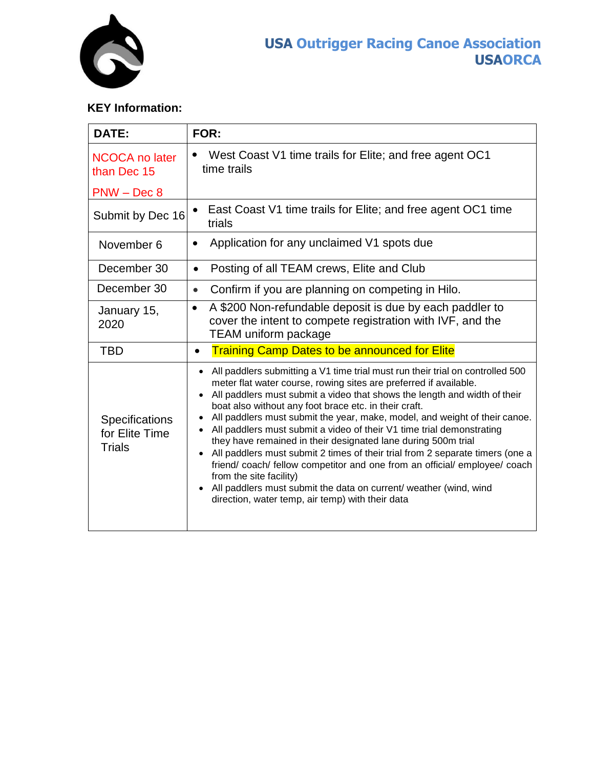USA Outrigger Racing Canoe Association
USAORCA

**KEY Information:**

| DATE: | FOR: |
|---|---|
| NCOCA no later than Dec 15<br>PNW – Dec 8 | • West Coast V1 time trails for Elite; and free agent OC1 time trails |
| Submit by Dec 16 | • East Coast V1 time trails for Elite; and free agent OC1 time trials |
| November 6 | • Application for any unclaimed V1 spots due |
| December 30 | • Posting of all TEAM crews, Elite and Club |
| December 30 | • Confirm if you are planning on competing in Hilo. |
| January 15, 2020 | • A $200 Non-refundable deposit is due by each paddler to cover the intent to compete registration with IVF, and the TEAM uniform package |
| TBD | • Training Camp Dates to be announced for Elite |
| Specifications for Elite Time Trials | • All paddlers submitting a V1 time trial must run their trial on controlled 500 meter flat water course, rowing sites are preferred if available.<br>• All paddlers must submit a video that shows the length and width of their boat also without any foot brace etc. in their craft.<br>• All paddlers must submit the year, make, model, and weight of their canoe.<br>• All paddlers must submit a video of their V1 time trial demonstrating they have remained in their designated lane during 500m trial<br>• All paddlers must submit 2 times of their trial from 2 separate timers (one a friend/ coach/ fellow competitor and one from an official/ employee/ coach from the site facility)<br>• All paddlers must submit the data on current/ weather (wind, wind direction, water temp, air temp) with their data |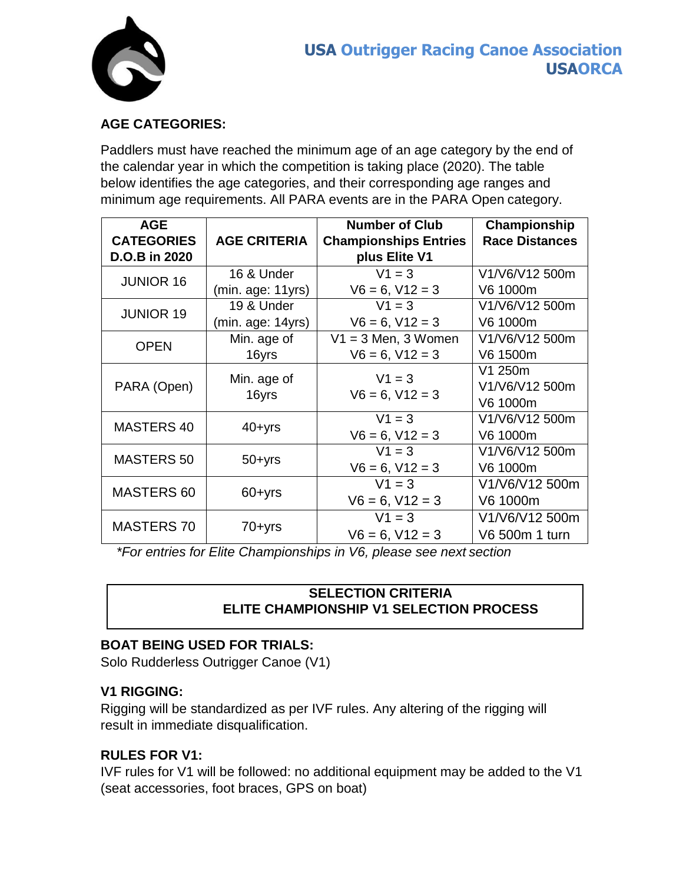## AGE CATEGORIES:

Paddlers must have reached the minimum age of an age category by the end of the calendar year in which the competition is taking place (2020). The table below identifies the age categories, and their corresponding age ranges and minimum age requirements. All PARA events are in the PARA Open category.

| AGE CATEGORIES D.O.B in 2020 | AGE CRITERIA | Number of Club Championships Entries plus Elite V1 | Championship Race Distances |
|---|---|---|---|
| JUNIOR 16 | 16 & Under (min. age: 11yrs) | V1 = 3<br>V6 = 6, V12 = 3 | V1/V6/V12 500m<br>V6 1000m |
| JUNIOR 19 | 19 & Under (min. age: 14yrs) | V1 = 3<br>V6 = 6, V12 = 3 | V1/V6/V12 500m<br>V6 1000m |
| OPEN | Min. age of 16yrs | V1 = 3 Men, 3 Women<br>V6 = 6, V12 = 3 | V1/V6/V12 500m<br>V6 1500m |
| PARA (Open) | Min. age of 16yrs | V1 = 3<br>V6 = 6, V12 = 3 | V1 250m<br>V1/V6/V12 500m<br>V6 1000m |
| MASTERS 40 | 40+yrs | V1 = 3<br>V6 = 6, V12 = 3 | V1/V6/V12 500m<br>V6 1000m |
| MASTERS 50 | 50+yrs | V1 = 3<br>V6 = 6, V12 = 3 | V1/V6/V12 500m<br>V6 1000m |
| MASTERS 60 | 60+yrs | V1 = 3<br>V6 = 6, V12 = 3 | V1/V6/V12 500m<br>V6 1000m |
| MASTERS 70 | 70+yrs | V1 = 3<br>V6 = 6, V12 = 3 | V1/V6/V12 500m<br>V6 500m 1 turn |

*\*For entries for Elite Championships in V6, please see next section*

**SELECTION CRITERIA**
**ELITE CHAMPIONSHIP V1 SELECTION PROCESS**

### BOAT BEING USED FOR TRIALS:

Solo Rudderless Outrigger Canoe (V1)

### V1 RIGGING:

Rigging will be standardized as per IVF rules. Any altering of the rigging will result in immediate disqualification.

### RULES FOR V1:

IVF rules for V1 will be followed: no additional equipment may be added to the V1 (seat accessories, foot braces, GPS on boat)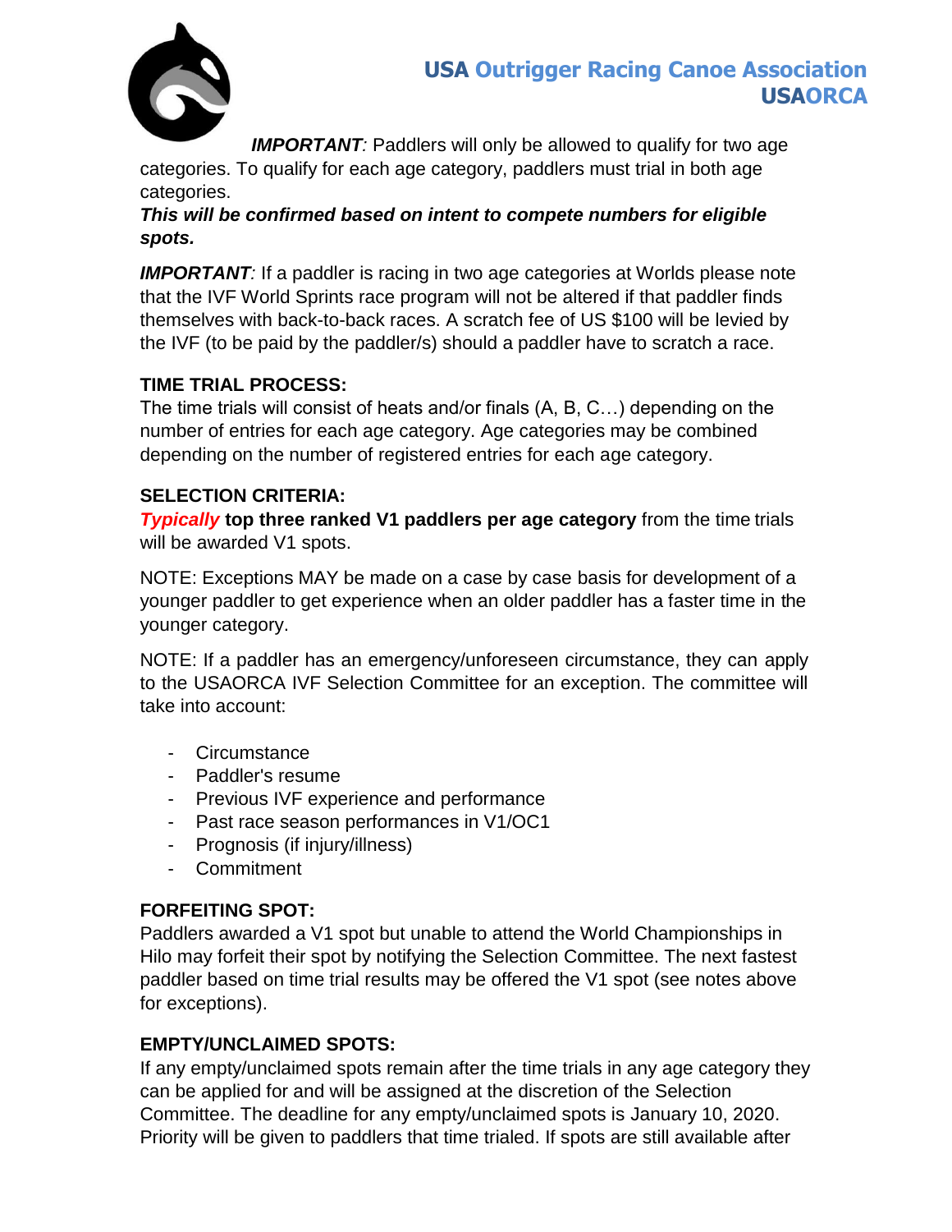***IMPORTANT**:* Paddlers will only be allowed to qualify for two age categories. To qualify for each age category, paddlers must trial in both age categories.

***This will be confirmed based on intent to compete numbers for eligible spots.***

***IMPORTANT**:* If a paddler is racing in two age categories at Worlds please note that the IVF World Sprints race program will not be altered if that paddler finds themselves with back-to-back races. A scratch fee of US $100 will be levied by the IVF (to be paid by the paddler/s) should a paddler have to scratch a race.

**TIME TRIAL PROCESS:**

The time trials will consist of heats and/or finals (A, B, C…) depending on the number of entries for each age category. Age categories may be combined depending on the number of registered entries for each age category.

**SELECTION CRITERIA:**

***Typically*** **top three ranked V1 paddlers per age category** from the time trials will be awarded V1 spots.

NOTE: Exceptions MAY be made on a case by case basis for development of a younger paddler to get experience when an older paddler has a faster time in the younger category.

NOTE: If a paddler has an emergency/unforeseen circumstance, they can apply to the USAORCA IVF Selection Committee for an exception. The committee will take into account:

- Circumstance
- Paddler's resume
- Previous IVF experience and performance
- Past race season performances in V1/OC1
- Prognosis (if injury/illness)
- Commitment

**FORFEITING SPOT:**

Paddlers awarded a V1 spot but unable to attend the World Championships in Hilo may forfeit their spot by notifying the Selection Committee. The next fastest paddler based on time trial results may be offered the V1 spot (see notes above for exceptions).

**EMPTY/UNCLAIMED SPOTS:**

If any empty/unclaimed spots remain after the time trials in any age category they can be applied for and will be assigned at the discretion of the Selection Committee. The deadline for any empty/unclaimed spots is January 10, 2020. Priority will be given to paddlers that time trialed. If spots are still available after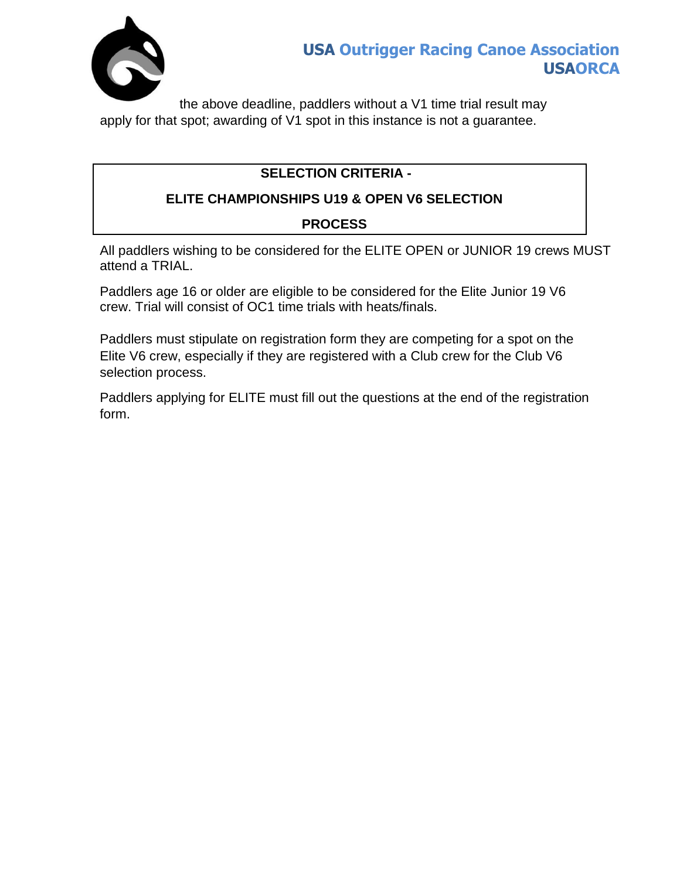the above deadline, paddlers without a V1 time trial result may apply for that spot; awarding of V1 spot in this instance is not a guarantee.

## SELECTION CRITERIA - ELITE CHAMPIONSHIPS U19 & OPEN V6 SELECTION PROCESS

All paddlers wishing to be considered for the ELITE OPEN or JUNIOR 19 crews MUST attend a TRIAL.

Paddlers age 16 or older are eligible to be considered for the Elite Junior 19 V6 crew. Trial will consist of OC1 time trials with heats/finals.

Paddlers must stipulate on registration form they are competing for a spot on the Elite V6 crew, especially if they are registered with a Club crew for the Club V6 selection process.

Paddlers applying for ELITE must fill out the questions at the end of the registration form.